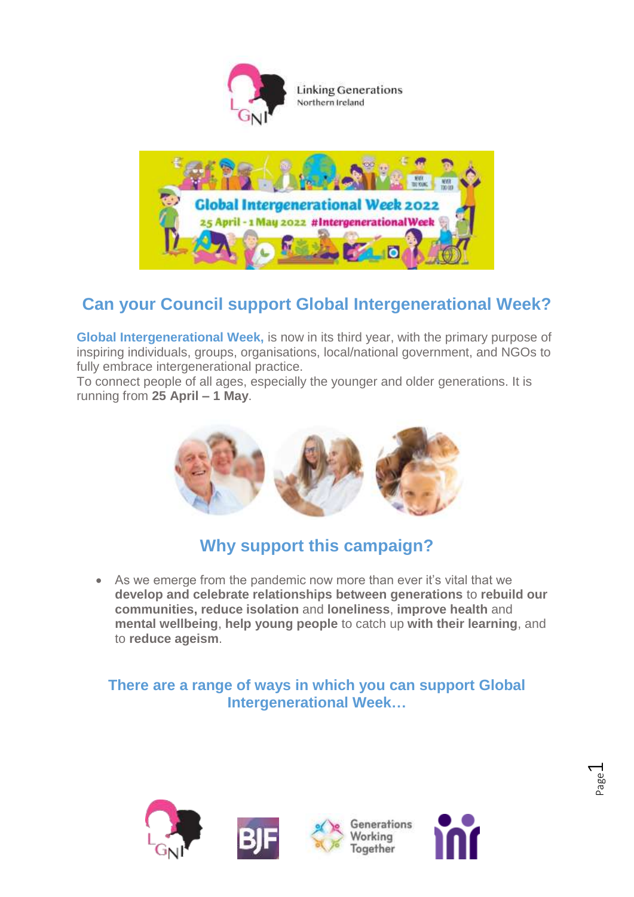Linking Generations
Northern Ireland

## Can your Council support Global Intergenerational Week?

**Global Intergenerational Week,** is now in its third year, with the primary purpose of inspiring individuals, groups, organisations, local/national government, and NGOs to fully embrace intergenerational practice.
To connect people of all ages, especially the younger and older generations. It is running from **25 April – 1 May**.

## Why support this campaign?

- As we emerge from the pandemic now more than ever it's vital that we **develop and celebrate relationships between generations** to **rebuild our communities, reduce isolation** and **loneliness**, **improve health** and **mental wellbeing**, **help young people** to catch up **with their learning**, and to **reduce ageism**.

### There are a range of ways in which you can support Global Intergenerational Week…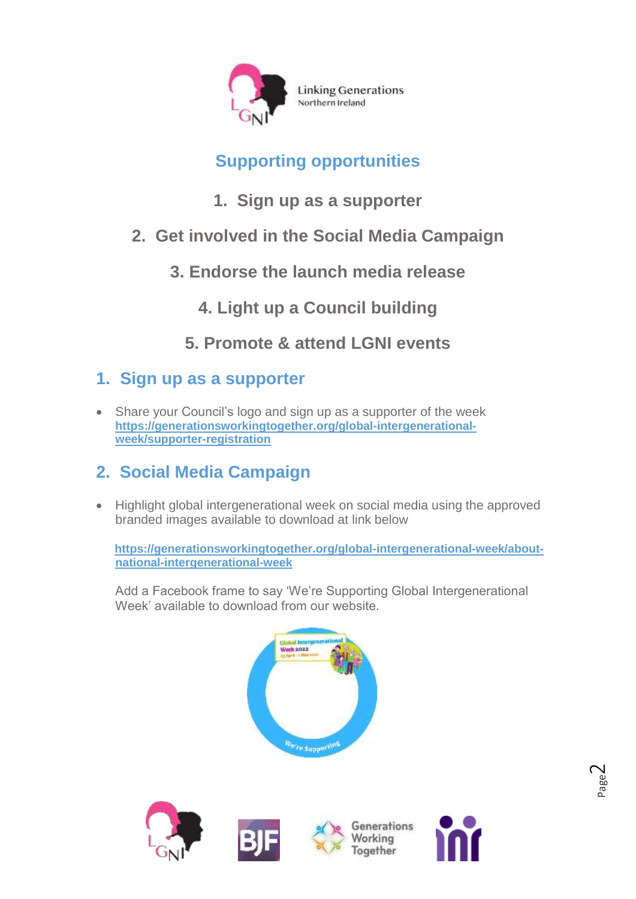Linking Generations
Northern Ireland

## Supporting opportunities

1. Sign up as a supporter
2. Get involved in the Social Media Campaign
3. Endorse the launch media release
4. Light up a Council building
5. Promote & attend LGNI events

## 1. Sign up as a supporter

- Share your Council's logo and sign up as a supporter of the week
  **https://generationsworkingtogether.org/global-intergenerational-week/supporter-registration**

## 2. Social Media Campaign

- Highlight global intergenerational week on social media using the approved branded images available to download at link below

  **https://generationsworkingtogether.org/global-intergenerational-week/about-national-intergenerational-week**

  Add a Facebook frame to say 'We're Supporting Global Intergenerational Week' available to download from our website.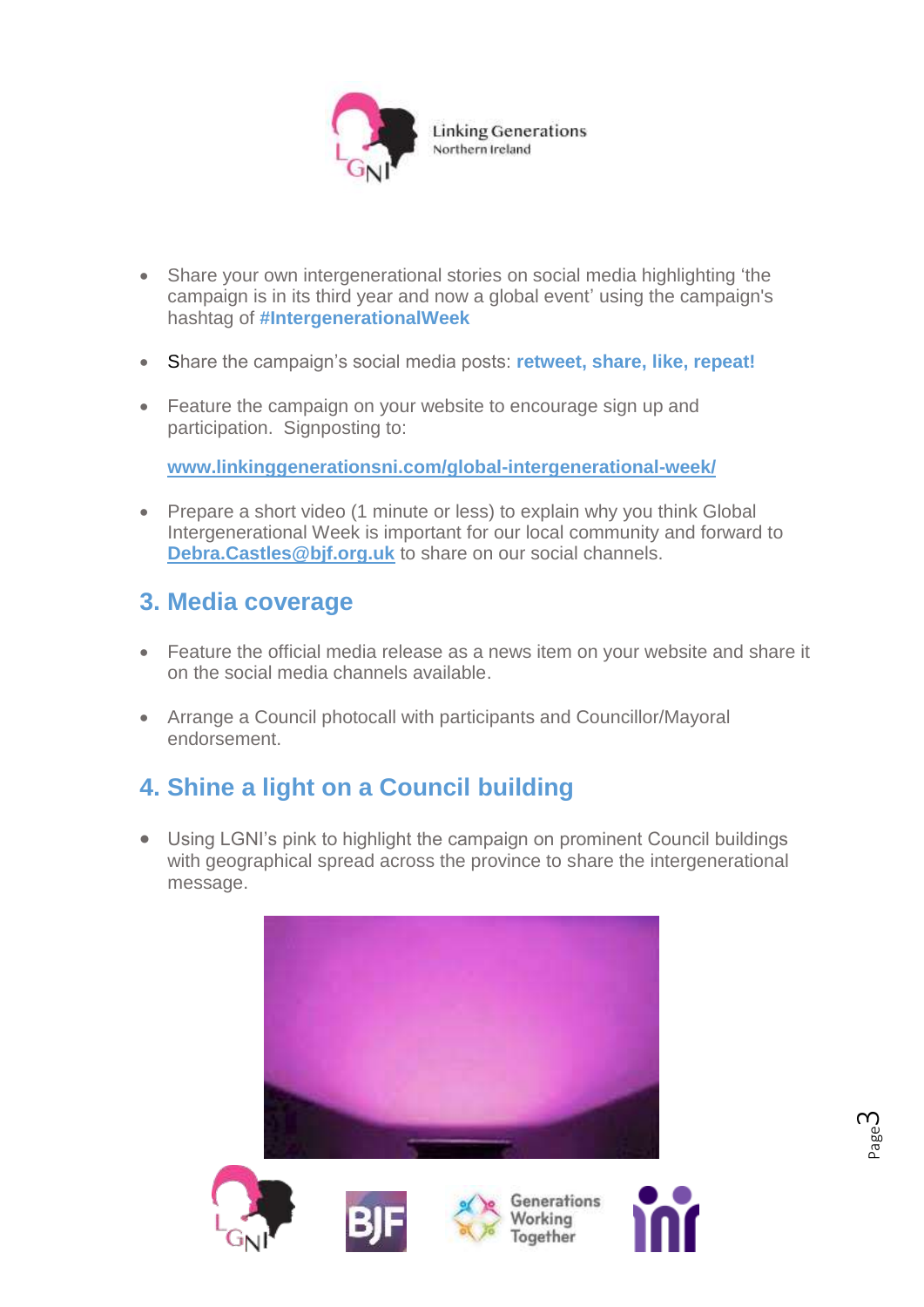- Share your own intergenerational stories on social media highlighting 'the campaign is in its third year and now a global event' using the campaign's hashtag of **#IntergenerationalWeek**

- Share the campaign's social media posts: **retweet, share, like, repeat!**

- Feature the campaign on your website to encourage sign up and participation. Signposting to:

  **www.linkinggenerationsni.com/global-intergenerational-week/**

- Prepare a short video (1 minute or less) to explain why you think Global Intergenerational Week is important for our local community and forward to **Debra.Castles@bjf.org.uk** to share on our social channels.

## 3. Media coverage

- Feature the official media release as a news item on your website and share it on the social media channels available.

- Arrange a Council photocall with participants and Councillor/Mayoral endorsement.

## 4. Shine a light on a Council building

- Using LGNI's pink to highlight the campaign on prominent Council buildings with geographical spread across the province to share the intergenerational message.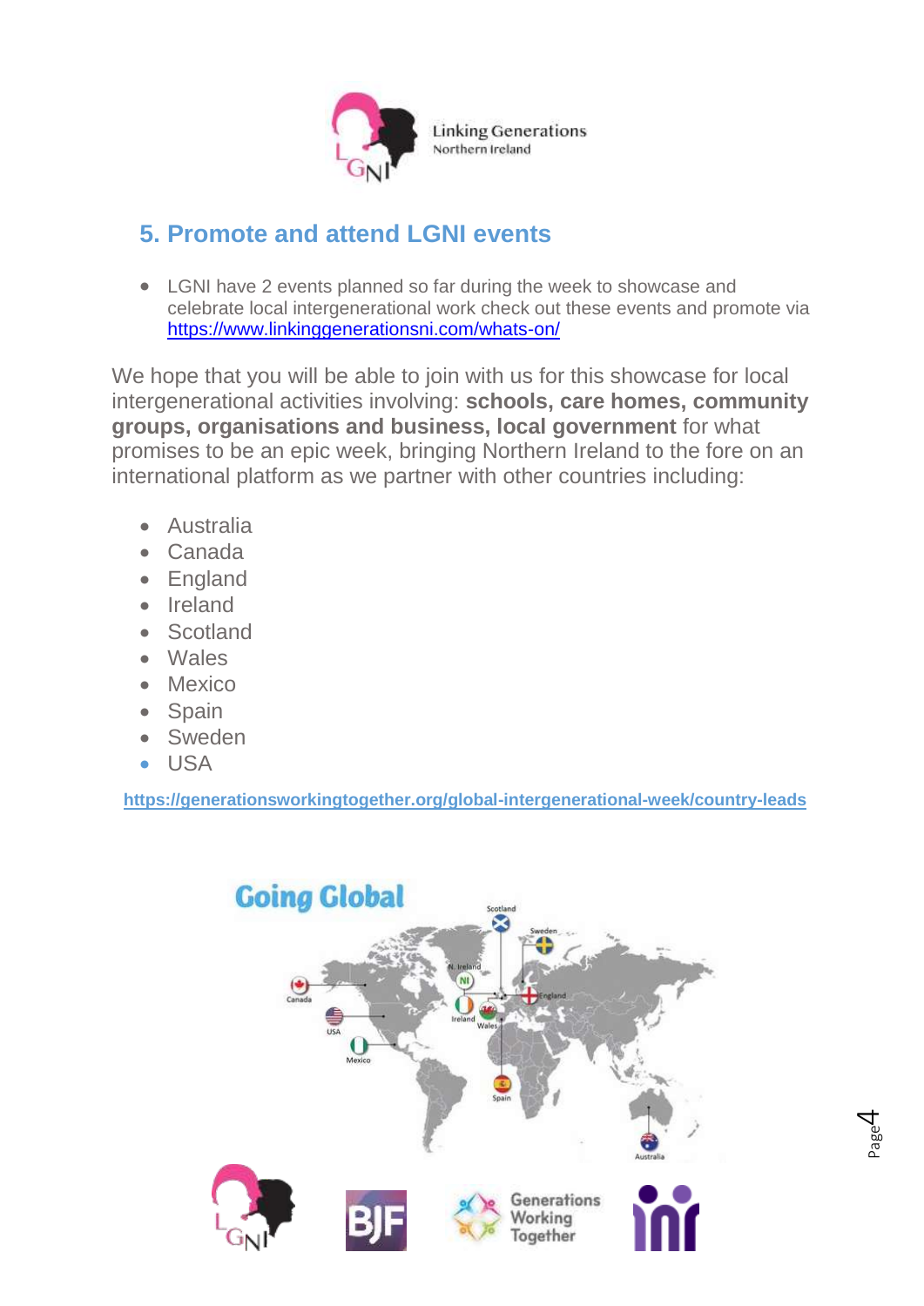## 5. Promote and attend LGNI events

- LGNI have 2 events planned so far during the week to showcase and celebrate local intergenerational work check out these events and promote via https://www.linkinggenerationsni.com/whats-on/

We hope that you will be able to join with us for this showcase for local intergenerational activities involving: **schools, care homes, community groups, organisations and business, local government** for what promises to be an epic week, bringing Northern Ireland to the fore on an international platform as we partner with other countries including:

- Australia
- Canada
- England
- Ireland
- Scotland
- Wales
- Mexico
- Spain
- Sweden
- USA

**https://generationsworkingtogether.org/global-intergenerational-week/country-leads**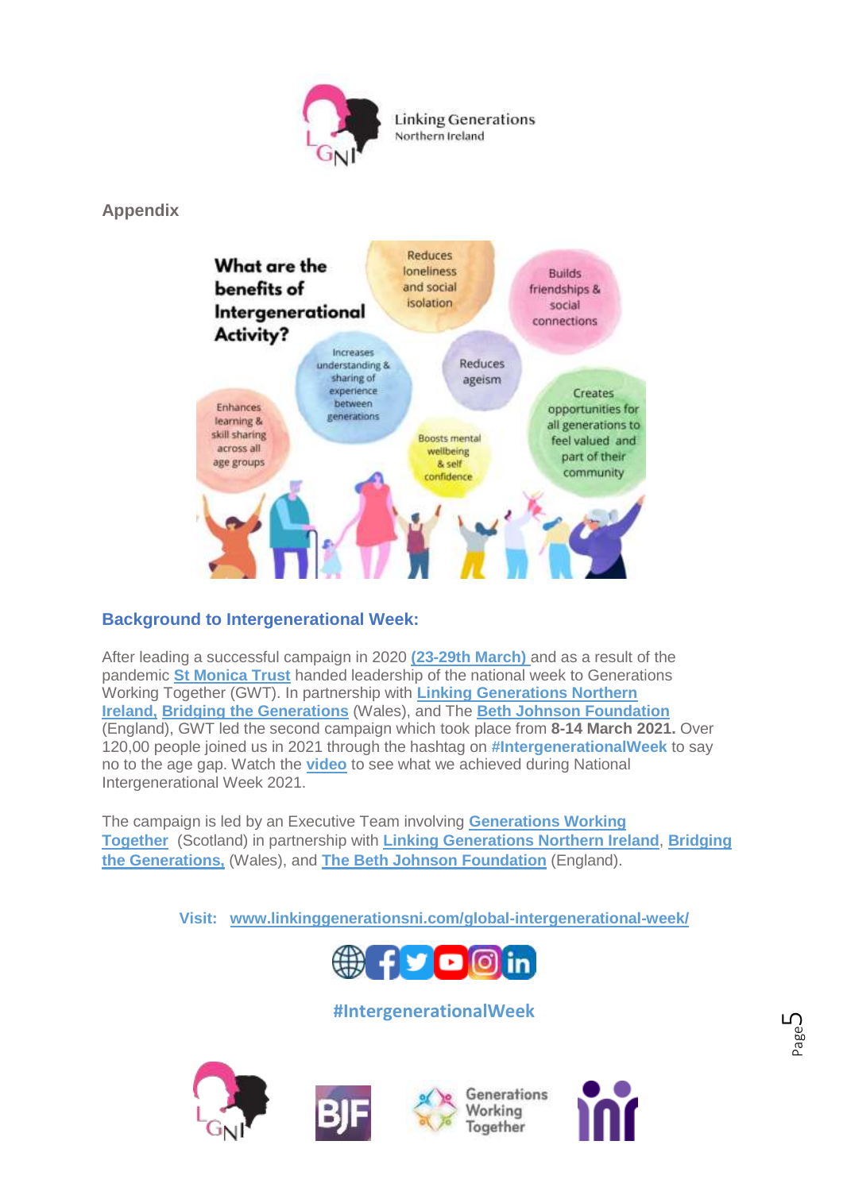Linking Generations
Northern Ireland

**Appendix**

What are the benefits of Intergenerational Activity?

Reduces loneliness and social isolation

Builds friendships & social connections

Increases understanding & sharing of experience between generations

Reduces ageism

Enhances learning & skill sharing across all age groups

Boosts mental wellbeing & self confidence

Creates opportunities for all generations to feel valued and part of their community

## Background to Intergenerational Week:

After leading a successful campaign in 2020 **(23-29th March)** and as a result of the pandemic **St Monica Trust** handed leadership of the national week to Generations Working Together (GWT). In partnership with **Linking Generations Northern Ireland, Bridging the Generations** (Wales), and The **Beth Johnson Foundation** (England), GWT led the second campaign which took place from **8-14 March 2021.** Over 120,00 people joined us in 2021 through the hashtag on **#IntergenerationalWeek** to say no to the age gap. Watch the **video** to see what we achieved during National Intergenerational Week 2021.

The campaign is led by an Executive Team involving **Generations Working Together** (Scotland) in partnership with **Linking Generations Northern Ireland**, **Bridging the Generations,** (Wales), and **The Beth Johnson Foundation** (England).

**Visit: www.linkinggenerationsni.com/global-intergenerational-week/**

**#IntergenerationalWeek**

Generations Working Together